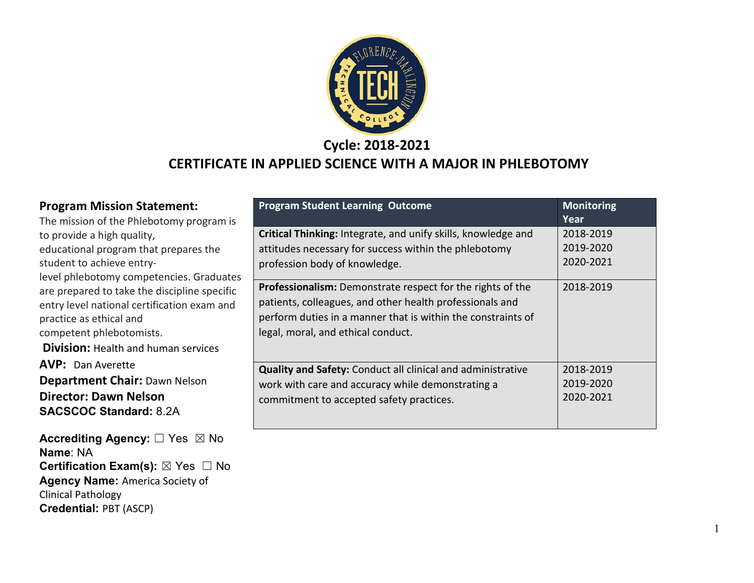# Cycle: 2018-2021

# CERTIFICATE IN APPLIED SCIENCE WITH A MAJOR IN PHLEBOTOMY

**Program Mission Statement:**

The mission of the Phlebotomy program is to provide a high quality, educational program that prepares the student to achieve entry-level phlebotomy competencies. Graduates are prepared to take the discipline specific entry level national certification exam and practice as ethical and competent phlebotomists.

**Division:** Health and human services

**AVP:** Dan Averette

**Department Chair:** Dawn Nelson

**Director: Dawn Nelson**

**SACSCOC Standard:** 8.2A

**Accrediting Agency:** ☐ Yes ☒ No

**Name**: NA

**Certification Exam(s):** ☒ Yes ☐ No

**Agency Name:** America Society of Clinical Pathology

**Credential:** PBT (ASCP)

| Program Student Learning Outcome | Monitoring Year |
|---|---|
| **Critical Thinking:** Integrate, and unify skills, knowledge and attitudes necessary for success within the phlebotomy profession body of knowledge. | 2018-2019<br>2019-2020<br>2020-2021 |
| **Professionalism:** Demonstrate respect for the rights of the patients, colleagues, and other health professionals and perform duties in a manner that is within the constraints of legal, moral, and ethical conduct. | 2018-2019 |
| **Quality and Safety:** Conduct all clinical and administrative work with care and accuracy while demonstrating a commitment to accepted safety practices. | 2018-2019<br>2019-2020<br>2020-2021 |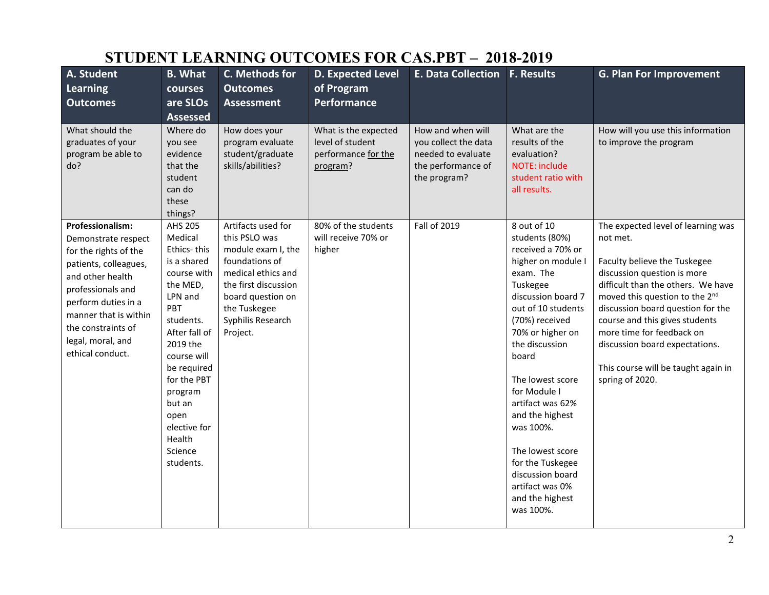# STUDENT LEARNING OUTCOMES FOR CAS.PBT – 2018-2019

| A. Student Learning Outcomes | B. What courses are SLOs Assessed | C. Methods for Outcomes Assessment | D. Expected Level of Program Performance | E. Data Collection | F. Results | G. Plan For Improvement |
|---|---|---|---|---|---|---|
| What should the graduates of your program be able to do? | Where do you see evidence that the student can do these things? | How does your program evaluate student/graduate skills/abilities? | What is the expected level of student performance for the program? | How and when will you collect the data needed to evaluate the performance of the program? | What are the results of the evaluation? NOTE: include student ratio with all results. | How will you use this information to improve the program |
| **Professionalism:** Demonstrate respect for the rights of the patients, colleagues, and other health professionals and perform duties in a manner that is within the constraints of legal, moral, and ethical conduct. | AHS 205 Medical Ethics- this is a shared course with the MED, LPN and PBT students. After fall of 2019 the course will be required for the PBT program but an open elective for Health Science students. | Artifacts used for this PSLO was module exam I, the foundations of medical ethics and the first discussion board question on the Tuskegee Syphilis Research Project. | 80% of the students will receive 70% or higher | Fall of 2019 | 8 out of 10 students (80%) received a 70% or higher on module I exam. The Tuskegee discussion board 7 out of 10 students (70%) received 70% or higher on the discussion board<br><br>The lowest score for Module I artifact was 62% and the highest was 100%.<br><br>The lowest score for the Tuskegee discussion board artifact was 0% and the highest was 100%. | The expected level of learning was not met.<br><br>Faculty believe the Tuskegee discussion question is more difficult than the others. We have moved this question to the 2nd discussion board question for the course and this gives students more time for feedback on discussion board expectations.<br><br>This course will be taught again in spring of 2020. |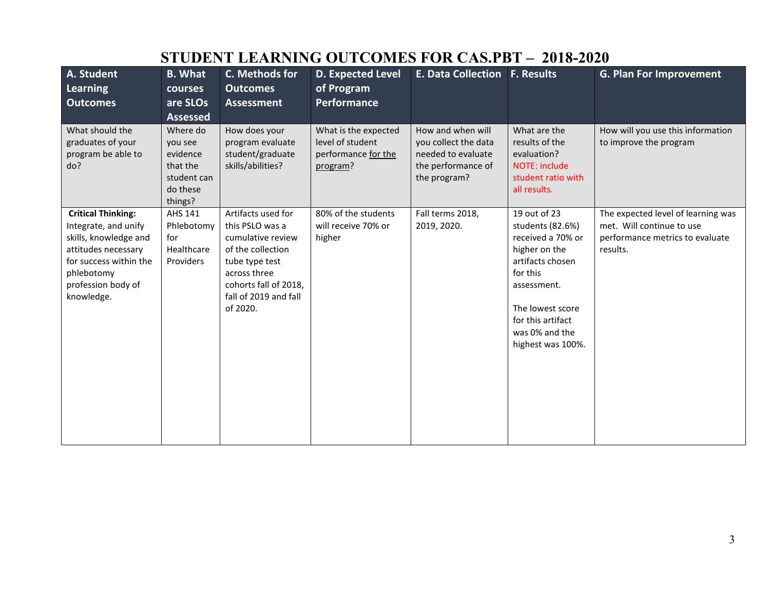# STUDENT LEARNING OUTCOMES FOR CAS.PBT – 2018-2020

| A. Student Learning Outcomes | B. What courses are SLOs Assessed | C. Methods for Outcomes Assessment | D. Expected Level of Program Performance | E. Data Collection | F. Results | G. Plan For Improvement |
|---|---|---|---|---|---|---|
| What should the graduates of your program be able to do? | Where do you see evidence that the student can do these things? | How does your program evaluate student/graduate skills/abilities? | What is the expected level of student performance for the program? | How and when will you collect the data needed to evaluate the performance of the program? | What are the results of the evaluation? NOTE: include student ratio with all results. | How will you use this information to improve the program |
| **Critical Thinking:** Integrate, and unify skills, knowledge and attitudes necessary for success within the phlebotomy profession body of knowledge. | AHS 141 Phlebotomy for Healthcare Providers | Artifacts used for this PSLO was a cumulative review of the collection tube type test across three cohorts fall of 2018, fall of 2019 and fall of 2020. | 80% of the students will receive 70% or higher | Fall terms 2018, 2019, 2020. | 19 out of 23 students (82.6%) received a 70% or higher on the artifacts chosen for this assessment.<br><br>The lowest score for this artifact was 0% and the highest was 100%. | The expected level of learning was met. Will continue to use performance metrics to evaluate results. |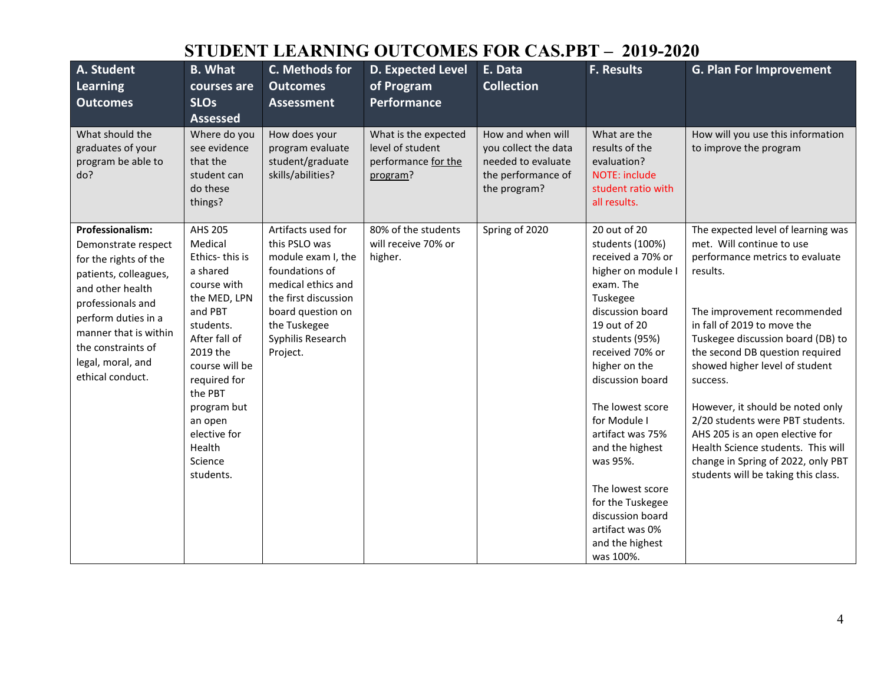# STUDENT LEARNING OUTCOMES FOR CAS.PBT – 2019-2020

| A. Student Learning Outcomes | B. What courses are SLOs Assessed | C. Methods for Outcomes Assessment | D. Expected Level of Program Performance | E. Data Collection | F. Results | G. Plan For Improvement |
|---|---|---|---|---|---|---|
| What should the graduates of your program be able to do? | Where do you see evidence that the student can do these things? | How does your program evaluate student/graduate skills/abilities? | What is the expected level of student performance for the program? | How and when will you collect the data needed to evaluate the performance of the program? | What are the results of the evaluation? NOTE: include student ratio with all results. | How will you use this information to improve the program |
| **Professionalism:** Demonstrate respect for the rights of the patients, colleagues, and other health professionals and perform duties in a manner that is within the constraints of legal, moral, and ethical conduct. | AHS 205 Medical Ethics- this is a shared course with the MED, LPN and PBT students. After fall of 2019 the course will be required for the PBT program but an open elective for Health Science students. | Artifacts used for this PSLO was module exam I, the foundations of medical ethics and the first discussion board question on the Tuskegee Syphilis Research Project. | 80% of the students will receive 70% or higher. | Spring of 2020 | 20 out of 20 students (100%) received a 70% or higher on module I exam. The Tuskegee discussion board 19 out of 20 students (95%) received 70% or higher on the discussion board<br><br>The lowest score for Module I artifact was 75% and the highest was 95%.<br><br>The lowest score for the Tuskegee discussion board artifact was 0% and the highest was 100%. | The expected level of learning was met. Will continue to use performance metrics to evaluate results.<br><br>The improvement recommended in fall of 2019 to move the Tuskegee discussion board (DB) to the second DB question required showed higher level of student success.<br><br>However, it should be noted only 2/20 students were PBT students. AHS 205 is an open elective for Health Science students. This will change in Spring of 2022, only PBT students will be taking this class. |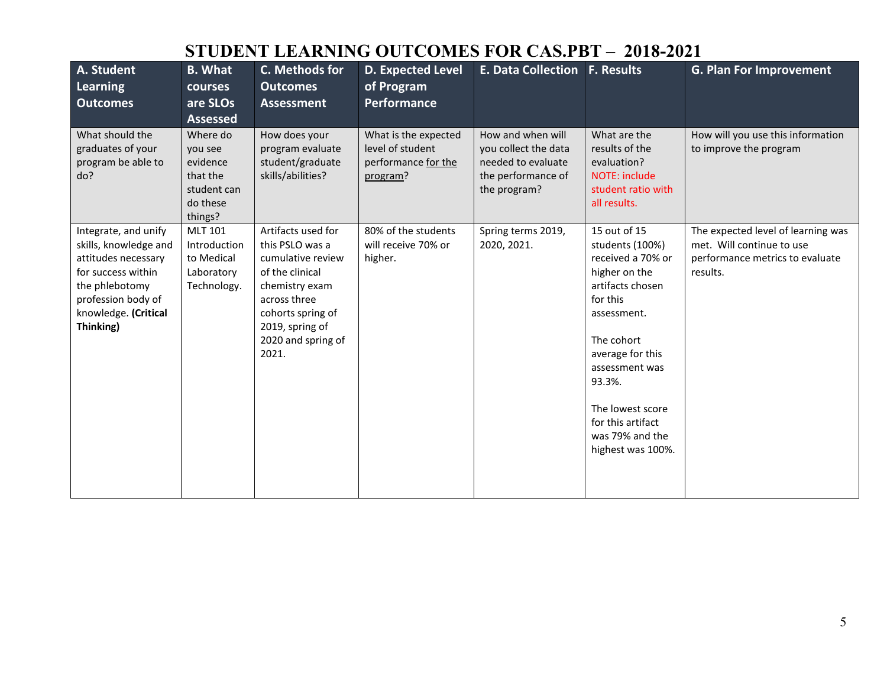# STUDENT LEARNING OUTCOMES FOR CAS.PBT – 2018-2021

| A. Student Learning Outcomes | B. What courses are SLOs Assessed | C. Methods for Outcomes Assessment | D. Expected Level of Program Performance | E. Data Collection | F. Results | G. Plan For Improvement |
|---|---|---|---|---|---|---|
| What should the graduates of your program be able to do? | Where do you see evidence that the student can do these things? | How does your program evaluate student/graduate skills/abilities? | What is the expected level of student performance for the program? | How and when will you collect the data needed to evaluate the performance of the program? | What are the results of the evaluation? NOTE: include student ratio with all results. | How will you use this information to improve the program |
| Integrate, and unify skills, knowledge and attitudes necessary for success within the phlebotomy profession body of knowledge. **(Critical Thinking)** | MLT 101 Introduction to Medical Laboratory Technology. | Artifacts used for this PSLO was a cumulative review of the clinical chemistry exam across three cohorts spring of 2019, spring of 2020 and spring of 2021. | 80% of the students will receive 70% or higher. | Spring terms 2019, 2020, 2021. | 15 out of 15 students (100%) received a 70% or higher on the artifacts chosen for this assessment.<br><br>The cohort average for this assessment was 93.3%.<br><br>The lowest score for this artifact was 79% and the highest was 100%. | The expected level of learning was met. Will continue to use performance metrics to evaluate results. |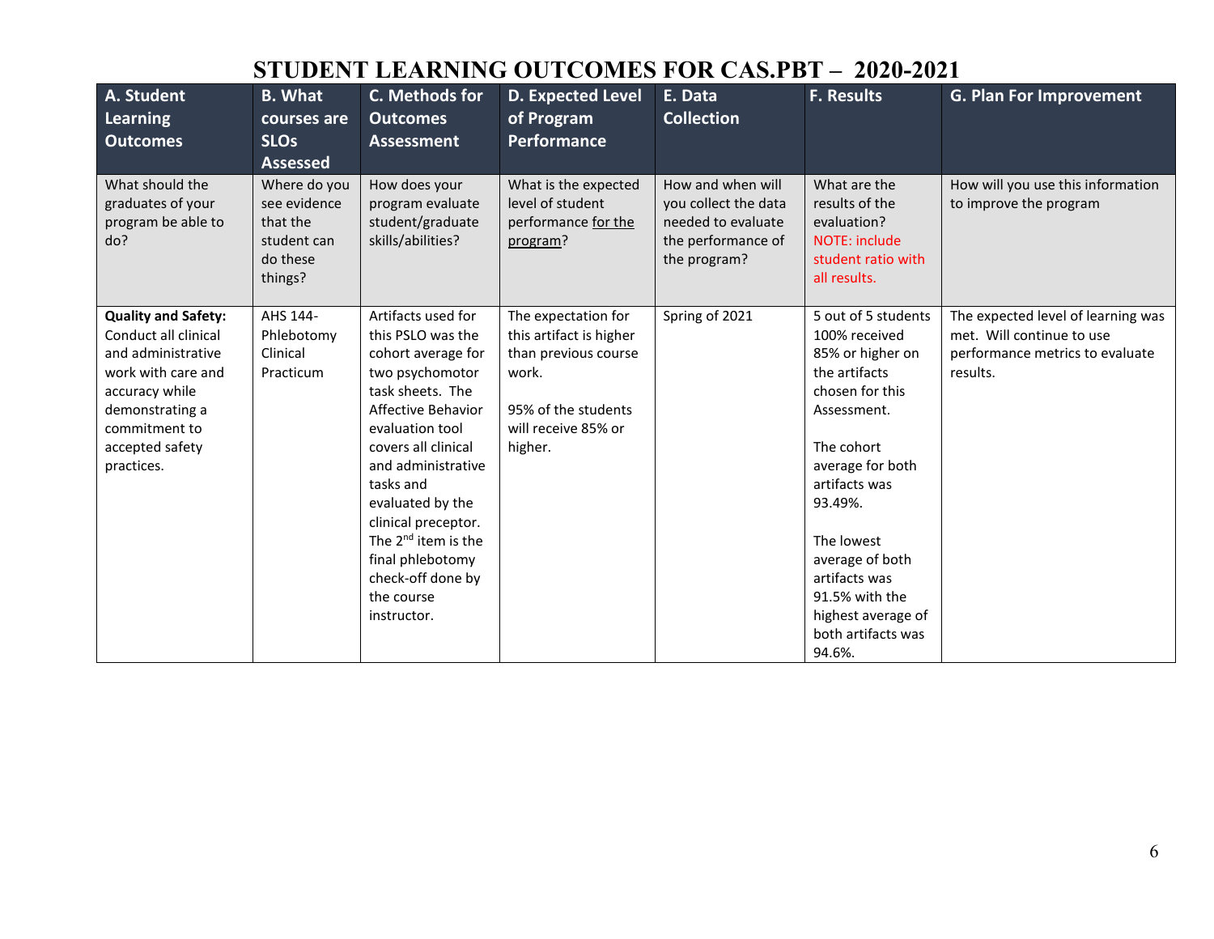# STUDENT LEARNING OUTCOMES FOR CAS.PBT – 2020-2021

| A. Student Learning Outcomes | B. What courses are SLOs Assessed | C. Methods for Outcomes Assessment | D. Expected Level of Program Performance | E. Data Collection | F. Results | G. Plan For Improvement |
|---|---|---|---|---|---|---|
| What should the graduates of your program be able to do? | Where do you see evidence that the student can do these things? | How does your program evaluate student/graduate skills/abilities? | What is the expected level of student performance for the program? | How and when will you collect the data needed to evaluate the performance of the program? | What are the results of the evaluation? NOTE: include student ratio with all results. | How will you use this information to improve the program |
| **Quality and Safety:** Conduct all clinical and administrative work with care and accuracy while demonstrating a commitment to accepted safety practices. | AHS 144- Phlebotomy Clinical Practicum | Artifacts used for this PSLO was the cohort average for two psychomotor task sheets. The Affective Behavior evaluation tool covers all clinical and administrative tasks and evaluated by the clinical preceptor. The 2nd item is the final phlebotomy check-off done by the course instructor. | The expectation for this artifact is higher than previous course work.<br><br>95% of the students will receive 85% or higher. | Spring of 2021 | 5 out of 5 students 100% received 85% or higher on the artifacts chosen for this Assessment.<br><br>The cohort average for both artifacts was 93.49%.<br><br>The lowest average of both artifacts was 91.5% with the highest average of both artifacts was 94.6%. | The expected level of learning was met. Will continue to use performance metrics to evaluate results. |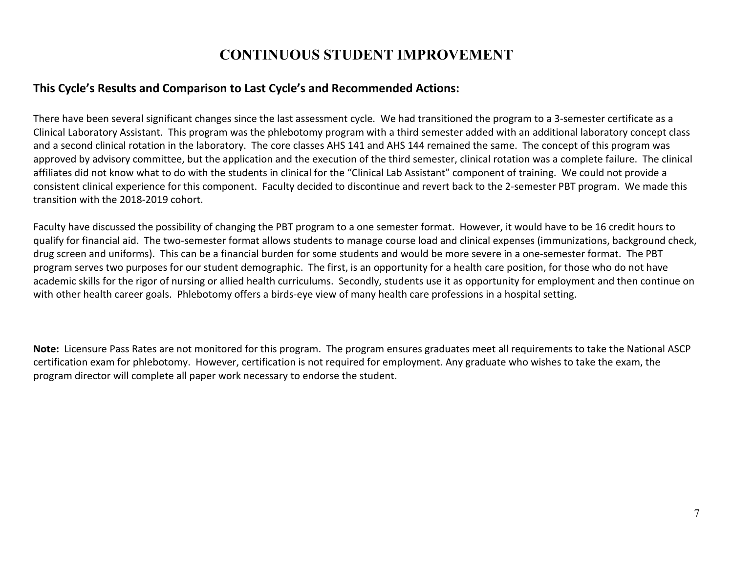# CONTINUOUS STUDENT IMPROVEMENT

## This Cycle's Results and Comparison to Last Cycle's and Recommended Actions:

There have been several significant changes since the last assessment cycle. We had transitioned the program to a 3-semester certificate as a Clinical Laboratory Assistant. This program was the phlebotomy program with a third semester added with an additional laboratory concept class and a second clinical rotation in the laboratory. The core classes AHS 141 and AHS 144 remained the same. The concept of this program was approved by advisory committee, but the application and the execution of the third semester, clinical rotation was a complete failure. The clinical affiliates did not know what to do with the students in clinical for the "Clinical Lab Assistant" component of training. We could not provide a consistent clinical experience for this component. Faculty decided to discontinue and revert back to the 2-semester PBT program. We made this transition with the 2018-2019 cohort.

Faculty have discussed the possibility of changing the PBT program to a one semester format. However, it would have to be 16 credit hours to qualify for financial aid. The two-semester format allows students to manage course load and clinical expenses (immunizations, background check, drug screen and uniforms). This can be a financial burden for some students and would be more severe in a one-semester format. The PBT program serves two purposes for our student demographic. The first, is an opportunity for a health care position, for those who do not have academic skills for the rigor of nursing or allied health curriculums. Secondly, students use it as opportunity for employment and then continue on with other health career goals. Phlebotomy offers a birds-eye view of many health care professions in a hospital setting.

**Note:** Licensure Pass Rates are not monitored for this program. The program ensures graduates meet all requirements to take the National ASCP certification exam for phlebotomy. However, certification is not required for employment. Any graduate who wishes to take the exam, the program director will complete all paper work necessary to endorse the student.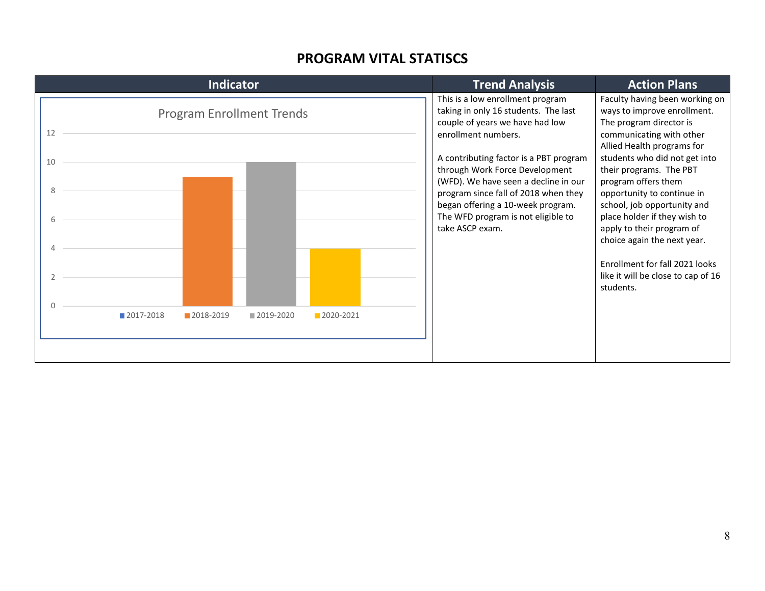## PROGRAM VITAL STATISCS

| Indicator | Trend Analysis | Action Plans |
|---|---|---|
| Program Enrollment Trends: 2017-2018: 0; 2018-2019: 9; 2019-2020: 10; 2020-2021: 4 | This is a low enrollment program taking in only 16 students. The last couple of years we have had low enrollment numbers.<br><br>A contributing factor is a PBT program through Work Force Development (WFD). We have seen a decline in our program since fall of 2018 when they began offering a 10-week program. The WFD program is not eligible to take ASCP exam. | Faculty having been working on ways to improve enrollment. The program director is communicating with other Allied Health programs for students who did not get into their programs. The PBT program offers them opportunity to continue in school, job opportunity and place holder if they wish to apply to their program of choice again the next year.<br><br>Enrollment for fall 2021 looks like it will be close to cap of 16 students. |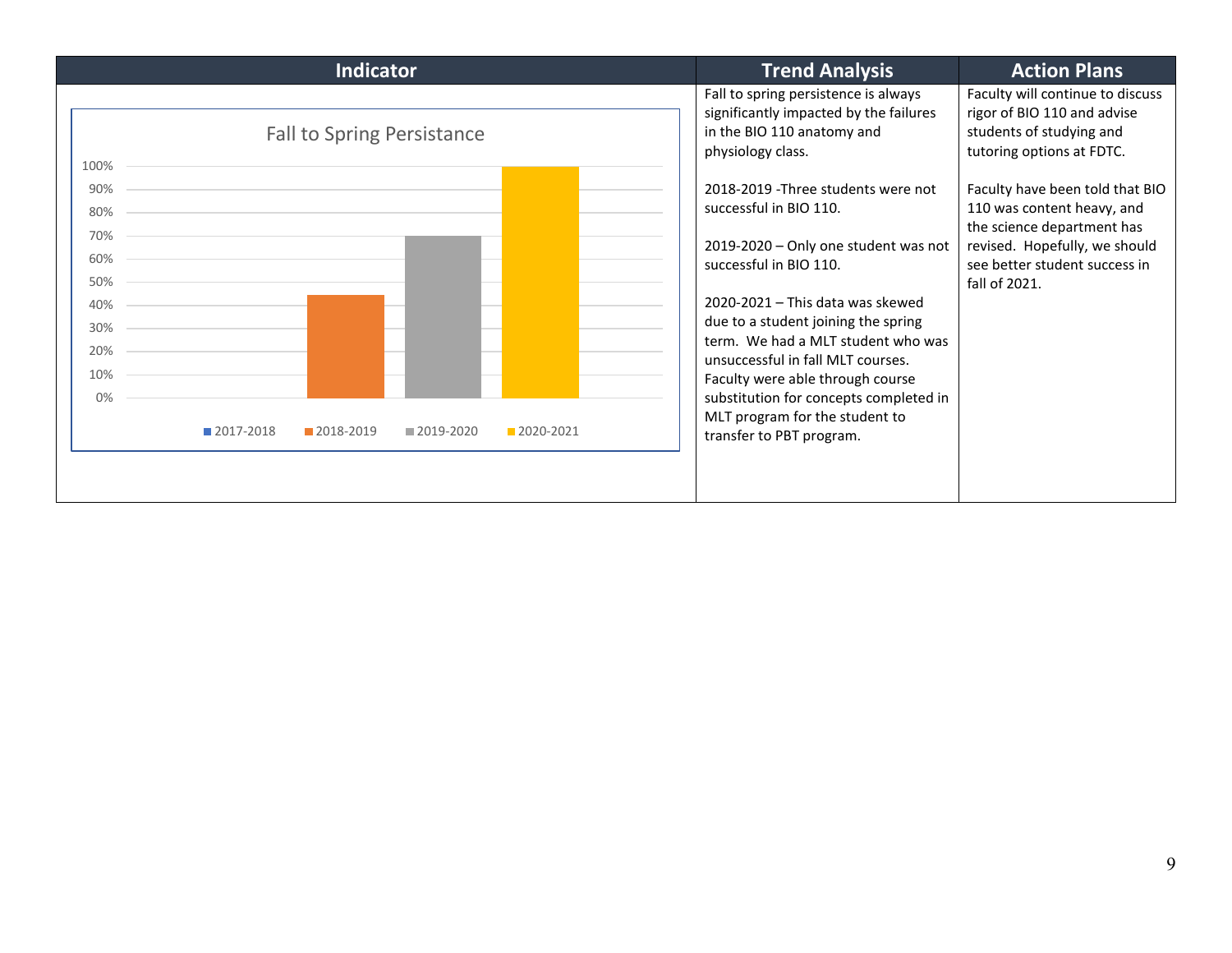| Indicator | Trend Analysis | Action Plans |
|---|---|---|
| **Fall to Spring Persistance**<br><br>2017-2018: 0%<br>2018-2019: ~45%<br>2019-2020: ~70%<br>2020-2021: 100% | Fall to spring persistence is always significantly impacted by the failures in the BIO 110 anatomy and physiology class.<br><br>2018-2019 -Three students were not successful in BIO 110.<br><br>2019-2020 – Only one student was not successful in BIO 110.<br><br>2020-2021 – This data was skewed due to a student joining the spring term. We had a MLT student who was unsuccessful in fall MLT courses. Faculty were able through course substitution for concepts completed in MLT program for the student to transfer to PBT program. | Faculty will continue to discuss rigor of BIO 110 and advise students of studying and tutoring options at FDTC.<br><br>Faculty have been told that BIO 110 was content heavy, and the science department has revised. Hopefully, we should see better student success in fall of 2021. |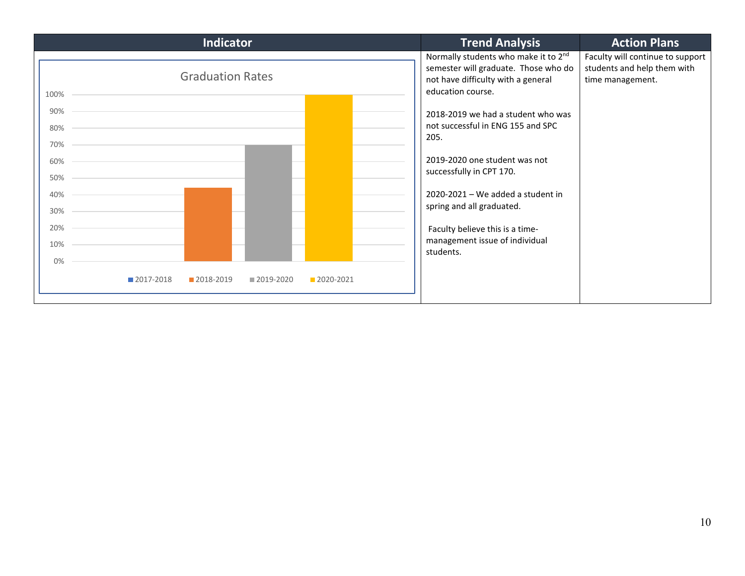| Indicator | Trend Analysis | Action Plans |
|---|---|---|
| Graduation Rates<br><br>100%<br>90%<br>80%<br>70%<br>60%<br>50%<br>40%<br>30%<br>20%<br>10%<br>0%<br><br>2017-2018 2018-2019 2019-2020 2020-2021 | Normally students who make it to 2nd semester will graduate. Those who do not have difficulty with a general education course.<br><br>2018-2019 we had a student who was not successful in ENG 155 and SPC 205.<br><br>2019-2020 one student was not successfully in CPT 170.<br><br>2020-2021 – We added a student in spring and all graduated.<br><br>Faculty believe this is a time-management issue of individual students. | Faculty will continue to support students and help them with time management. |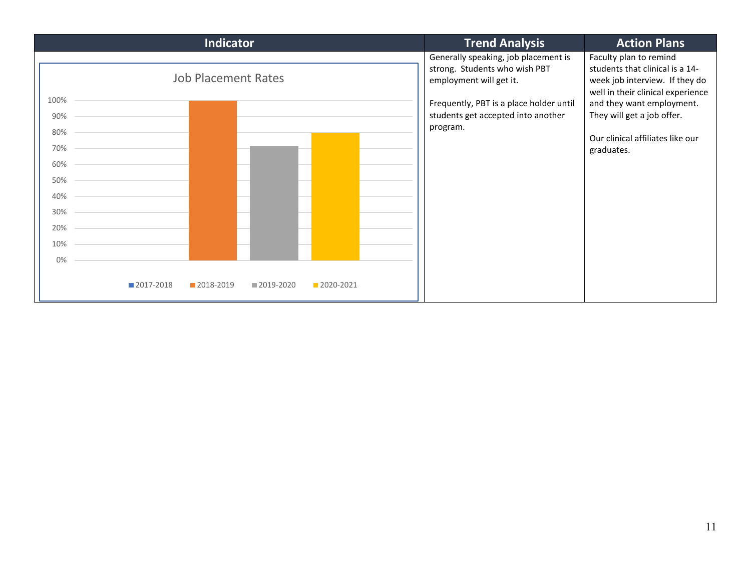| Indicator | Trend Analysis | Action Plans |
|---|---|---|
| Job Placement Rates<br>100%<br>90%<br>80%<br>70%<br>60%<br>50%<br>40%<br>30%<br>20%<br>10%<br>0%<br>2017-2018 2018-2019 2019-2020 2020-2021 | Generally speaking, job placement is strong. Students who wish PBT employment will get it.<br><br>Frequently, PBT is a place holder until students get accepted into another program. | Faculty plan to remind students that clinical is a 14-week job interview. If they do well in their clinical experience and they want employment. They will get a job offer.<br><br>Our clinical affiliates like our graduates. |